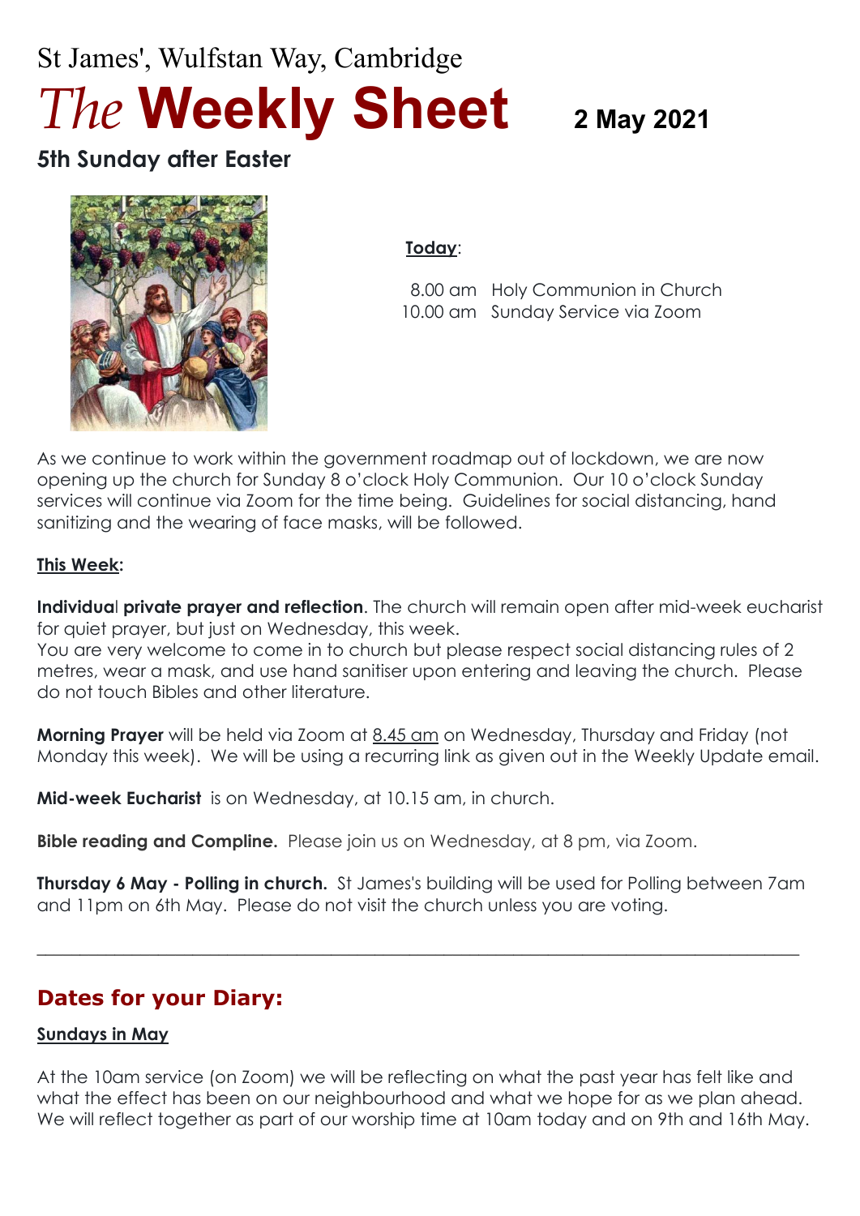St James', Wulfstan Way, Cambridge

# *The* **Weekly Sheet** 2 May 2021

## 5th Sunday after Easter

**Today**:

8.00 am Holy Communion in Church
10.00 am Sunday Service via Zoom

As we continue to work within the government roadmap out of lockdown, we are now opening up the church for Sunday 8 o'clock Holy Communion. Our 10 o'clock Sunday services will continue via Zoom for the time being. Guidelines for social distancing, hand sanitizing and the wearing of face masks, will be followed.

**This Week:**

**Individual private prayer and reflection**. The church will remain open after mid-week eucharist for quiet prayer, but just on Wednesday, this week.
You are very welcome to come in to church but please respect social distancing rules of 2 metres, wear a mask, and use hand sanitiser upon entering and leaving the church. Please do not touch Bibles and other literature.

**Morning Prayer** will be held via Zoom at 8.45 am on Wednesday, Thursday and Friday (not Monday this week). We will be using a recurring link as given out in the Weekly Update email.

**Mid-week Eucharist** is on Wednesday, at 10.15 am, in church.

**Bible reading and Compline.** Please join us on Wednesday, at 8 pm, via Zoom.

**Thursday 6 May - Polling in church.** St James's building will be used for Polling between 7am and 11pm on 6th May. Please do not visit the church unless you are voting.

---

## Dates for your Diary:

**Sundays in May**

At the 10am service (on Zoom) we will be reflecting on what the past year has felt like and what the effect has been on our neighbourhood and what we hope for as we plan ahead. We will reflect together as part of our worship time at 10am today and on 9th and 16th May.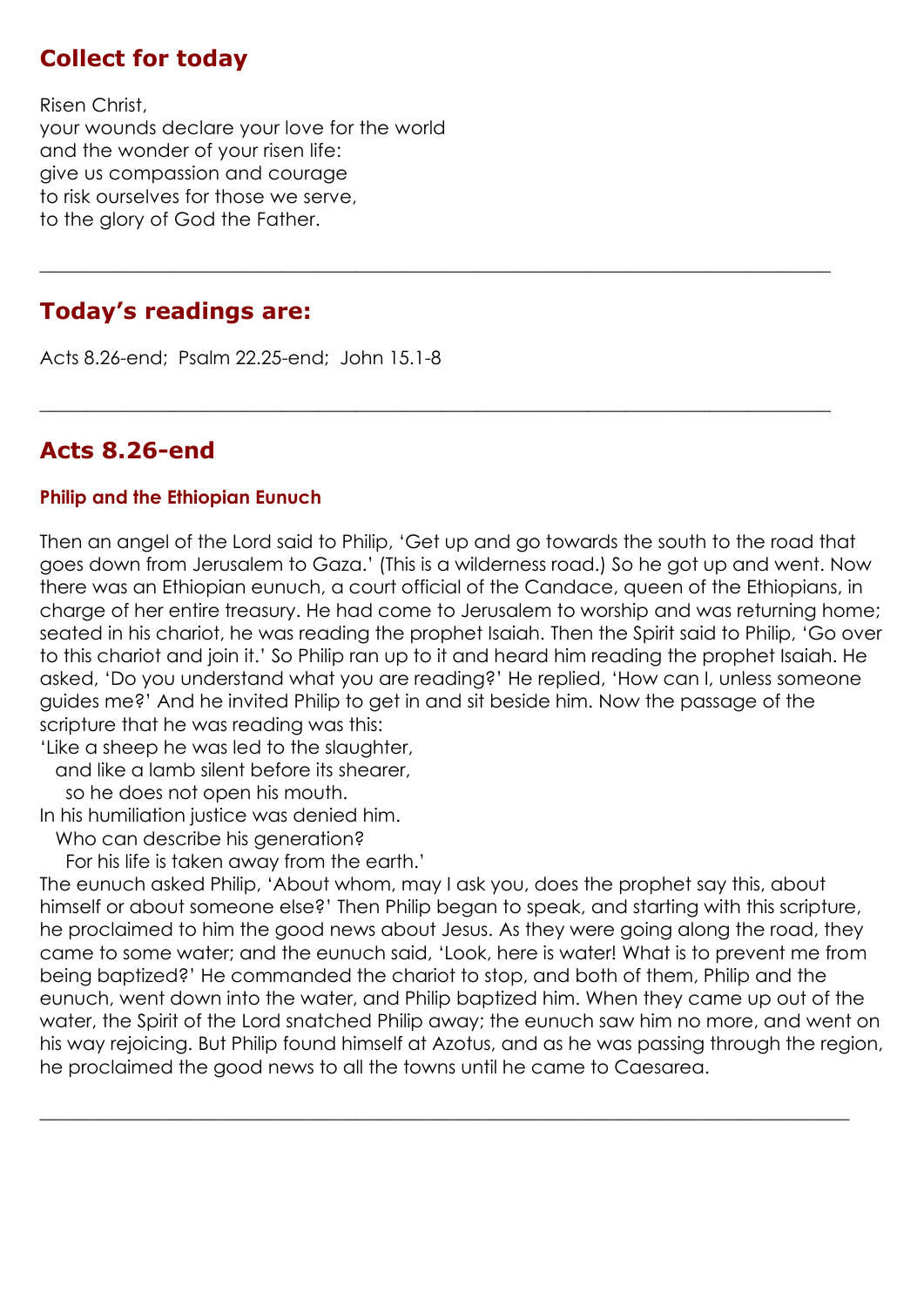## Collect for today

Risen Christ,
your wounds declare your love for the world
and the wonder of your risen life:
give us compassion and courage
to risk ourselves for those we serve,
to the glory of God the Father.

---

## Today's readings are:

Acts 8.26-end; Psalm 22.25-end; John 15.1-8

---

## Acts 8.26-end

### Philip and the Ethiopian Eunuch

Then an angel of the Lord said to Philip, 'Get up and go towards the south to the road that goes down from Jerusalem to Gaza.' (This is a wilderness road.) So he got up and went. Now there was an Ethiopian eunuch, a court official of the Candace, queen of the Ethiopians, in charge of her entire treasury. He had come to Jerusalem to worship and was returning home; seated in his chariot, he was reading the prophet Isaiah. Then the Spirit said to Philip, 'Go over to this chariot and join it.' So Philip ran up to it and heard him reading the prophet Isaiah. He asked, 'Do you understand what you are reading?' He replied, 'How can I, unless someone guides me?' And he invited Philip to get in and sit beside him. Now the passage of the scripture that he was reading was this:
'Like a sheep he was led to the slaughter,
  and like a lamb silent before its shearer,
    so he does not open his mouth.
In his humiliation justice was denied him.
  Who can describe his generation?
    For his life is taken away from the earth.'
The eunuch asked Philip, 'About whom, may I ask you, does the prophet say this, about himself or about someone else?' Then Philip began to speak, and starting with this scripture, he proclaimed to him the good news about Jesus. As they were going along the road, they came to some water; and the eunuch said, 'Look, here is water! What is to prevent me from being baptized?' He commanded the chariot to stop, and both of them, Philip and the eunuch, went down into the water, and Philip baptized him. When they came up out of the water, the Spirit of the Lord snatched Philip away; the eunuch saw him no more, and went on his way rejoicing. But Philip found himself at Azotus, and as he was passing through the region, he proclaimed the good news to all the towns until he came to Caesarea.

---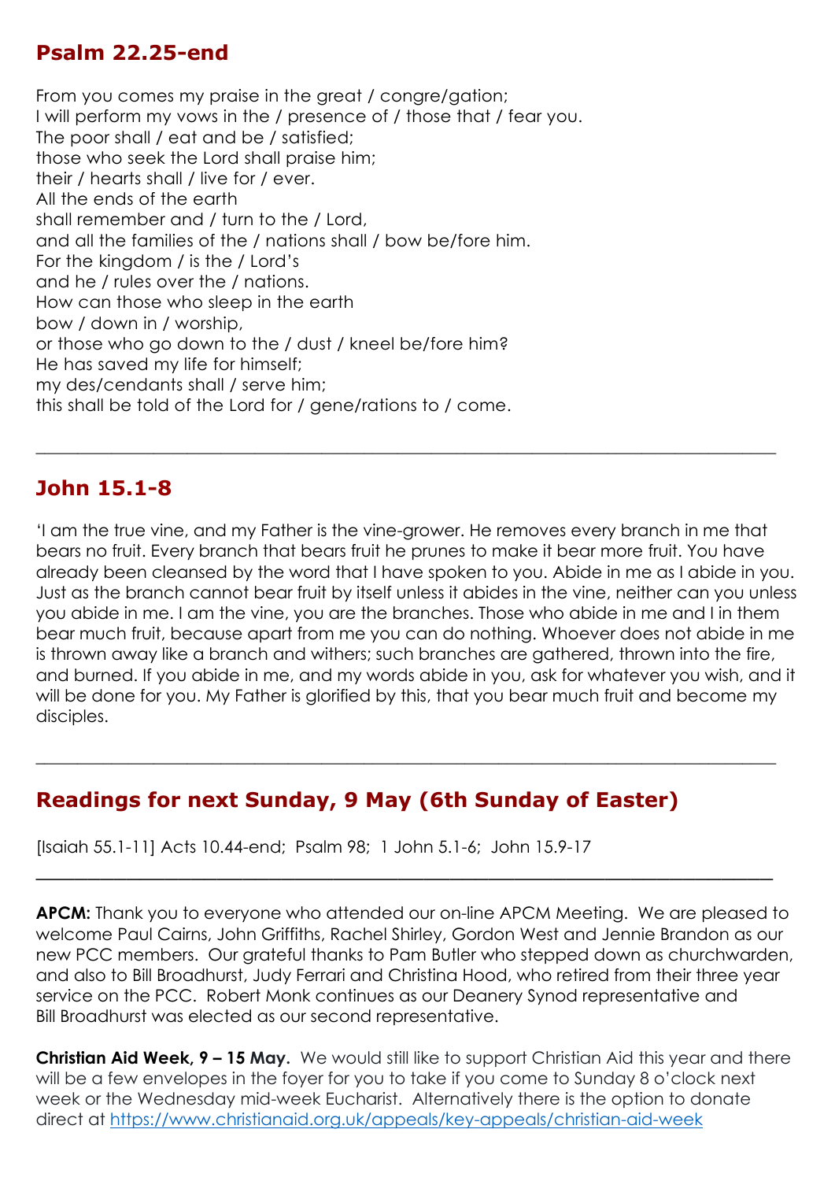## Psalm 22.25-end

From you comes my praise in the great / congre/gation;
I will perform my vows in the / presence of / those that / fear you.
The poor shall / eat and be / satisfied;
those who seek the Lord shall praise him;
their / hearts shall / live for / ever.
All the ends of the earth
shall remember and / turn to the / Lord,
and all the families of the / nations shall / bow be/fore him.
For the kingdom / is the / Lord's
and he / rules over the / nations.
How can those who sleep in the earth
bow / down in / worship,
or those who go down to the / dust / kneel be/fore him?
He has saved my life for himself;
my des/cendants shall / serve him;
this shall be told of the Lord for / gene/rations to / come.

---

## John 15.1-8

'I am the true vine, and my Father is the vine-grower. He removes every branch in me that bears no fruit. Every branch that bears fruit he prunes to make it bear more fruit. You have already been cleansed by the word that I have spoken to you. Abide in me as I abide in you. Just as the branch cannot bear fruit by itself unless it abides in the vine, neither can you unless you abide in me. I am the vine, you are the branches. Those who abide in me and I in them bear much fruit, because apart from me you can do nothing. Whoever does not abide in me is thrown away like a branch and withers; such branches are gathered, thrown into the fire, and burned. If you abide in me, and my words abide in you, ask for whatever you wish, and it will be done for you. My Father is glorified by this, that you bear much fruit and become my disciples.

---

## Readings for next Sunday, 9 May (6th Sunday of Easter)

[Isaiah 55.1-11] Acts 10.44-end; Psalm 98; 1 John 5.1-6; John 15.9-17

---

**APCM:** Thank you to everyone who attended our on-line APCM Meeting. We are pleased to welcome Paul Cairns, John Griffiths, Rachel Shirley, Gordon West and Jennie Brandon as our new PCC members. Our grateful thanks to Pam Butler who stepped down as churchwarden, and also to Bill Broadhurst, Judy Ferrari and Christina Hood, who retired from their three year service on the PCC. Robert Monk continues as our Deanery Synod representative and Bill Broadhurst was elected as our second representative.

**Christian Aid Week, 9 – 15 May.** We would still like to support Christian Aid this year and there will be a few envelopes in the foyer for you to take if you come to Sunday 8 o'clock next week or the Wednesday mid-week Eucharist. Alternatively there is the option to donate direct at https://www.christianaid.org.uk/appeals/key-appeals/christian-aid-week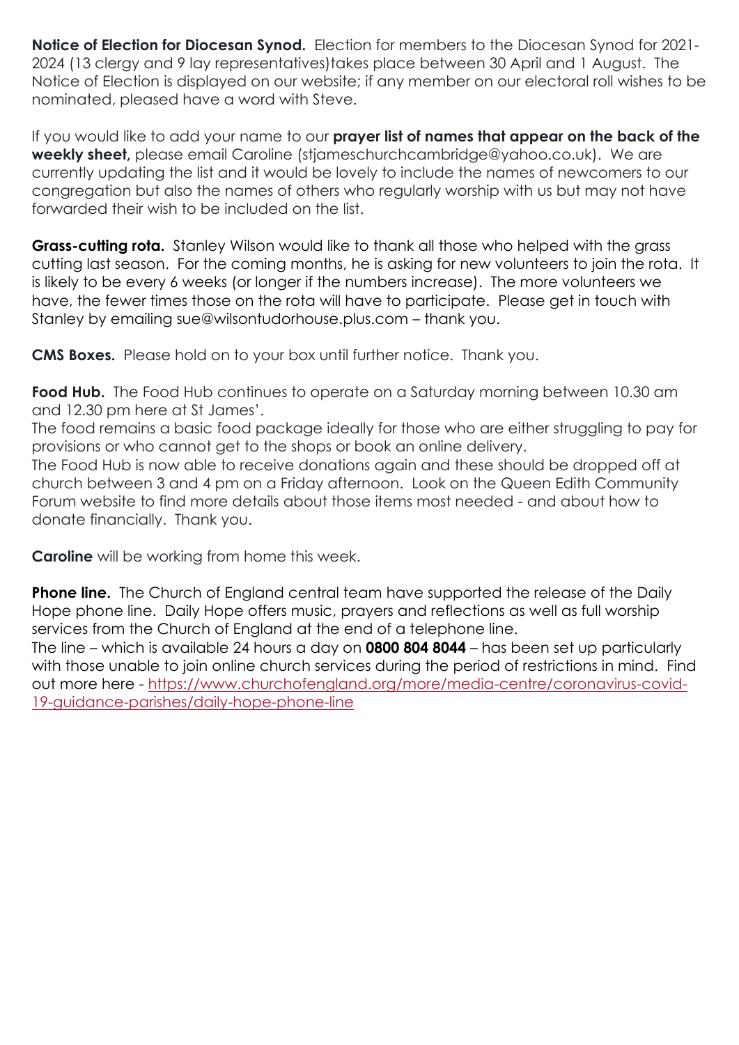**Notice of Election for Diocesan Synod.** Election for members to the Diocesan Synod for 2021-2024 (13 clergy and 9 lay representatives)takes place between 30 April and 1 August. The Notice of Election is displayed on our website; if any member on our electoral roll wishes to be nominated, pleased have a word with Steve.

If you would like to add your name to our **prayer list of names that appear on the back of the weekly sheet,** please email Caroline (stjameschurchcambridge@yahoo.co.uk). We are currently updating the list and it would be lovely to include the names of newcomers to our congregation but also the names of others who regularly worship with us but may not have forwarded their wish to be included on the list.

**Grass-cutting rota.** Stanley Wilson would like to thank all those who helped with the grass cutting last season. For the coming months, he is asking for new volunteers to join the rota. It is likely to be every 6 weeks (or longer if the numbers increase). The more volunteers we have, the fewer times those on the rota will have to participate. Please get in touch with Stanley by emailing sue@wilsontudorhouse.plus.com – thank you.

**CMS Boxes.** Please hold on to your box until further notice. Thank you.

**Food Hub.** The Food Hub continues to operate on a Saturday morning between 10.30 am and 12.30 pm here at St James'.
The food remains a basic food package ideally for those who are either struggling to pay for provisions or who cannot get to the shops or book an online delivery.
The Food Hub is now able to receive donations again and these should be dropped off at church between 3 and 4 pm on a Friday afternoon. Look on the Queen Edith Community Forum website to find more details about those items most needed - and about how to donate financially. Thank you.

**Caroline** will be working from home this week.

**Phone line.** The Church of England central team have supported the release of the Daily Hope phone line. Daily Hope offers music, prayers and reflections as well as full worship services from the Church of England at the end of a telephone line.
The line – which is available 24 hours a day on **0800 804 8044** – has been set up particularly with those unable to join online church services during the period of restrictions in mind. Find out more here - https://www.churchofengland.org/more/media-centre/coronavirus-covid-19-guidance-parishes/daily-hope-phone-line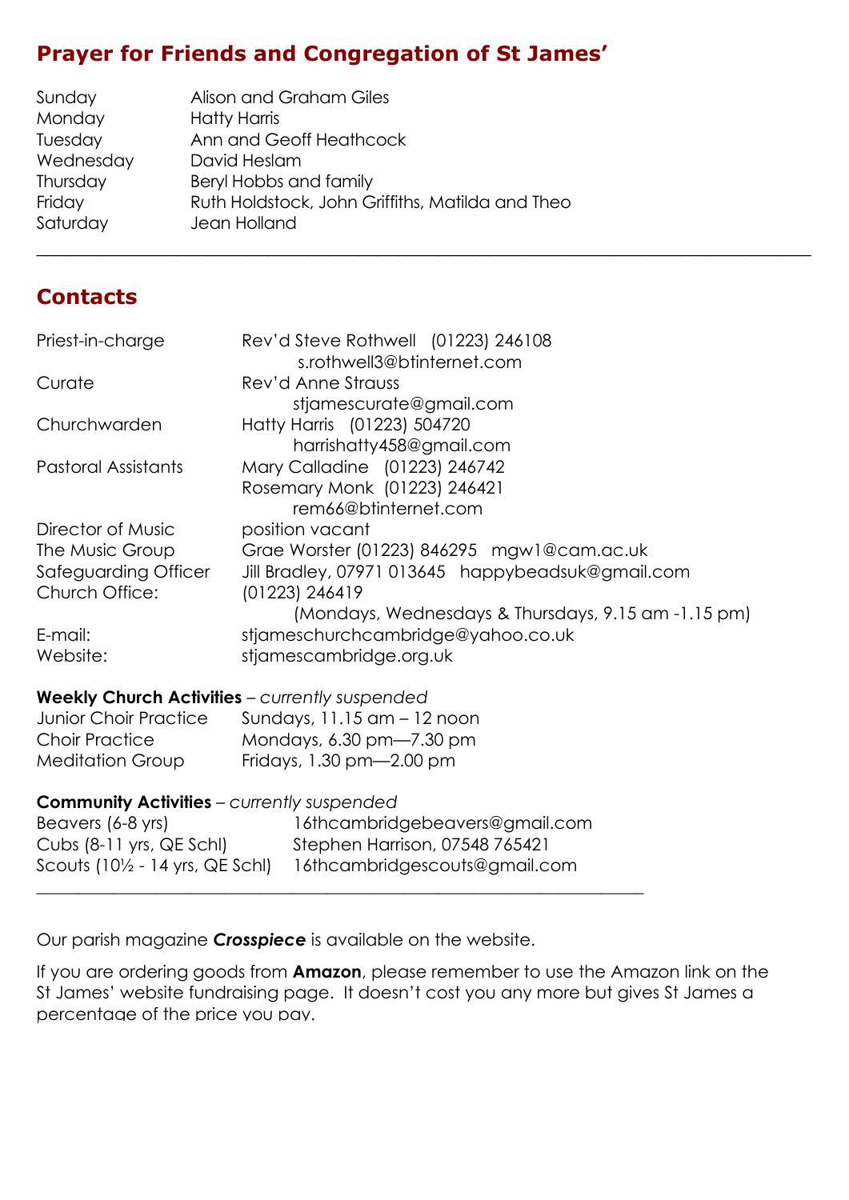## Prayer for Friends and Congregation of St James'

| | |
|---|---|
| Sunday | Alison and Graham Giles |
| Monday | Hatty Harris |
| Tuesday | Ann and Geoff Heathcock |
| Wednesday | David Heslam |
| Thursday | Beryl Hobbs and family |
| Friday | Ruth Holdstock, John Griffiths, Matilda and Theo |
| Saturday | Jean Holland |

---

## Contacts

| | |
|---|---|
| Priest-in-charge | Rev'd Steve Rothwell (01223) 246108<br>s.rothwell3@btinternet.com |
| Curate | Rev'd Anne Strauss<br>stjamescurate@gmail.com |
| Churchwarden | Hatty Harris (01223) 504720<br>harrishatty458@gmail.com |
| Pastoral Assistants | Mary Calladine (01223) 246742<br>Rosemary Monk (01223) 246421<br>rem66@btinternet.com |
| Director of Music | position vacant |
| The Music Group | Grae Worster (01223) 846295 mgw1@cam.ac.uk |
| Safeguarding Officer | Jill Bradley, 07971 013645 happybeadsuk@gmail.com |
| Church Office: | (01223) 246419<br>(Mondays, Wednesdays & Thursdays, 9.15 am -1.15 pm) |
| E-mail: | stjameschurchcambridge@yahoo.co.uk |
| Website: | stjamescambridge.org.uk |

**Weekly Church Activities** – *currently suspended*

| | |
|---|---|
| Junior Choir Practice | Sundays, 11.15 am – 12 noon |
| Choir Practice | Mondays, 6.30 pm—7.30 pm |
| Meditation Group | Fridays, 1.30 pm—2.00 pm |

**Community Activities** – *currently suspended*

| | |
|---|---|
| Beavers (6-8 yrs) | 16thcambridgebeavers@gmail.com |
| Cubs (8-11 yrs, QE Schl) | Stephen Harrison, 07548 765421 |
| Scouts (10½ - 14 yrs, QE Schl) | 16thcambridgescouts@gmail.com |

---

Our parish magazine ***Crosspiece*** is available on the website.

If you are ordering goods from **Amazon**, please remember to use the Amazon link on the St James' website fundraising page. It doesn't cost you any more but gives St James a percentage of the price you pay.